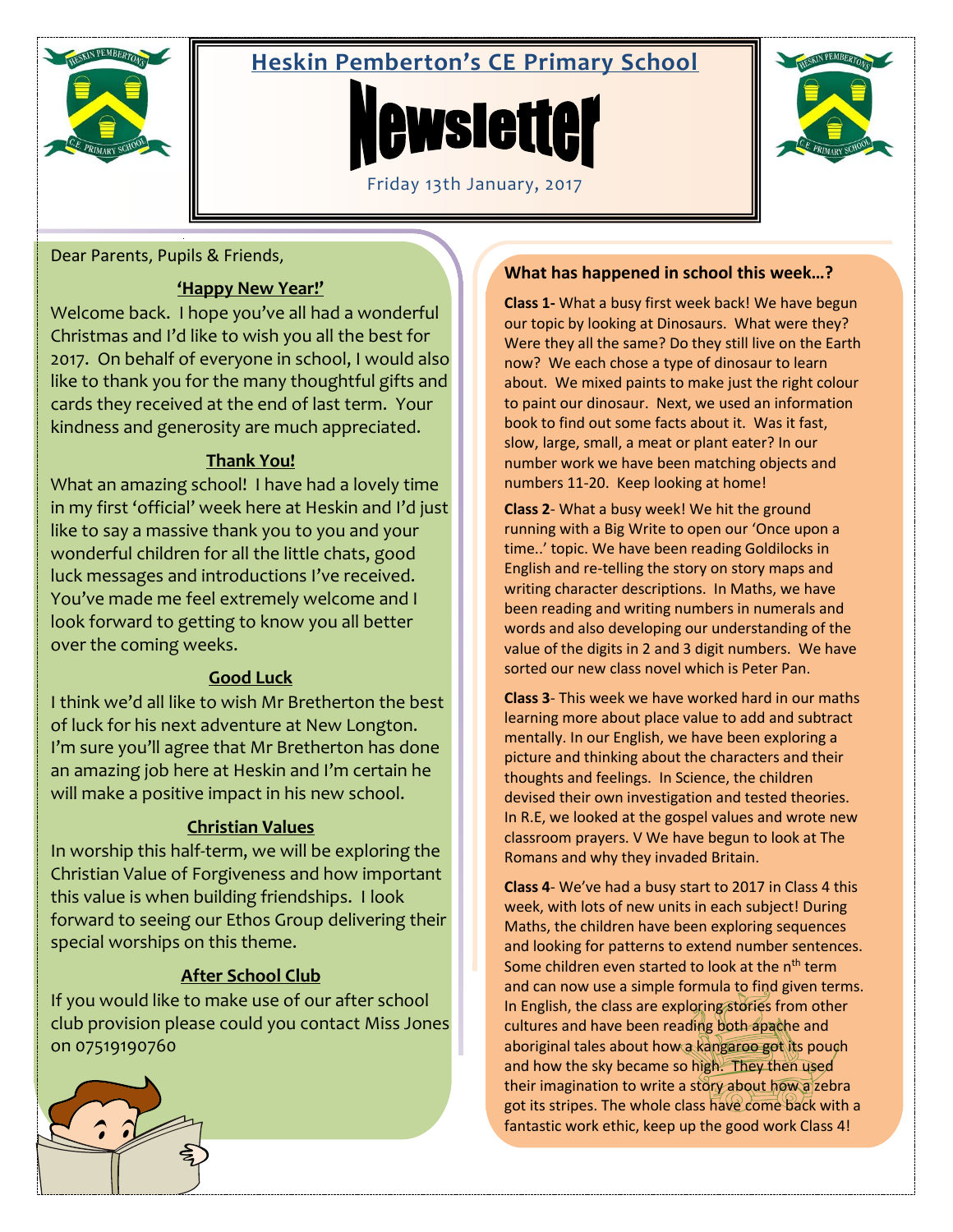# Heskin Pemberton's CE Primary School

# Newsletter

Friday 13th January, 2017

Dear Parents, Pupils & Friends,

## 'Happy New Year!'

Welcome back. I hope you've all had a wonderful Christmas and I'd like to wish you all the best for 2017. On behalf of everyone in school, I would also like to thank you for the many thoughtful gifts and cards they received at the end of last term. Your kindness and generosity are much appreciated.

## Thank You!

What an amazing school! I have had a lovely time in my first 'official' week here at Heskin and I'd just like to say a massive thank you to you and your wonderful children for all the little chats, good luck messages and introductions I've received. You've made me feel extremely welcome and I look forward to getting to know you all better over the coming weeks.

## Good Luck

I think we'd all like to wish Mr Bretherton the best of luck for his next adventure at New Longton. I'm sure you'll agree that Mr Bretherton has done an amazing job here at Heskin and I'm certain he will make a positive impact in his new school.

## Christian Values

In worship this half-term, we will be exploring the Christian Value of Forgiveness and how important this value is when building friendships. I look forward to seeing our Ethos Group delivering their special worships on this theme.

## After School Club

If you would like to make use of our after school club provision please could you contact Miss Jones on 07519190760

## What has happened in school this week…?

**Class 1-** What a busy first week back! We have begun our topic by looking at Dinosaurs. What were they? Were they all the same? Do they still live on the Earth now? We each chose a type of dinosaur to learn about. We mixed paints to make just the right colour to paint our dinosaur. Next, we used an information book to find out some facts about it. Was it fast, slow, large, small, a meat or plant eater? In our number work we have been matching objects and numbers 11-20. Keep looking at home!

**Class 2**- What a busy week! We hit the ground running with a Big Write to open our 'Once upon a time..' topic. We have been reading Goldilocks in English and re-telling the story on story maps and writing character descriptions. In Maths, we have been reading and writing numbers in numerals and words and also developing our understanding of the value of the digits in 2 and 3 digit numbers. We have sorted our new class novel which is Peter Pan.

**Class 3**- This week we have worked hard in our maths learning more about place value to add and subtract mentally. In our English, we have been exploring a picture and thinking about the characters and their thoughts and feelings. In Science, the children devised their own investigation and tested theories. In R.E, we looked at the gospel values and wrote new classroom prayers. V We have begun to look at The Romans and why they invaded Britain.

**Class 4**- We've had a busy start to 2017 in Class 4 this week, with lots of new units in each subject! During Maths, the children have been exploring sequences and looking for patterns to extend number sentences. Some children even started to look at the $n^{th}$ term and can now use a simple formula to find given terms. In English, the class are exploring stories from other cultures and have been reading both apache and aboriginal tales about how a kangaroo got its pouch and how the sky became so high. They then used their imagination to write a story about how a zebra got its stripes. The whole class have come back with a fantastic work ethic, keep up the good work Class 4!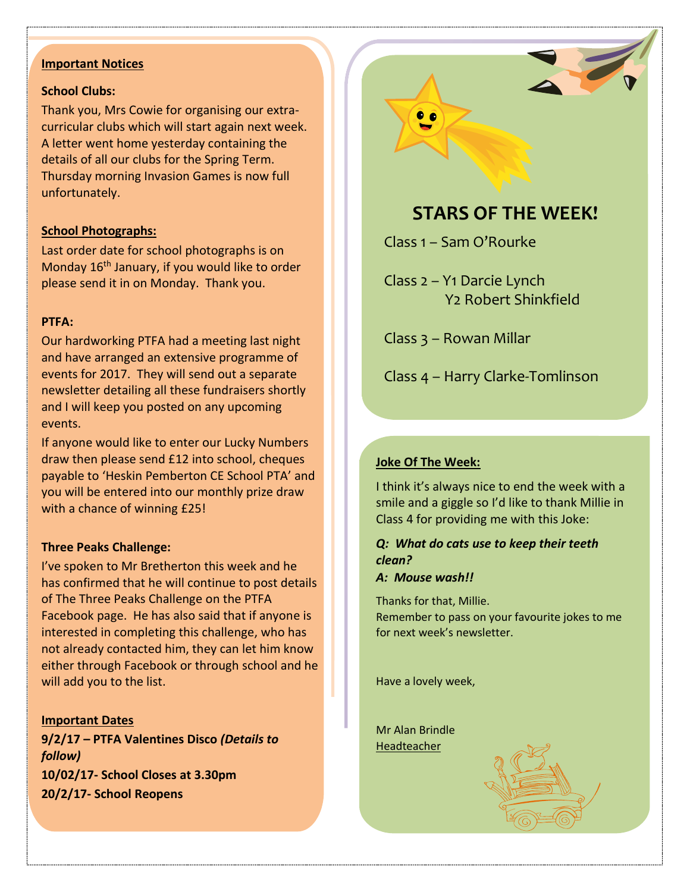## Important Notices

### School Clubs:

Thank you, Mrs Cowie for organising our extra-curricular clubs which will start again next week. A letter went home yesterday containing the details of all our clubs for the Spring Term. Thursday morning Invasion Games is now full unfortunately.

### School Photographs:

Last order date for school photographs is on Monday 16th January, if you would like to order please send it in on Monday. Thank you.

### PTFA:

Our hardworking PTFA had a meeting last night and have arranged an extensive programme of events for 2017. They will send out a separate newsletter detailing all these fundraisers shortly and I will keep you posted on any upcoming events.

If anyone would like to enter our Lucky Numbers draw then please send £12 into school, cheques payable to 'Heskin Pemberton CE School PTA' and you will be entered into our monthly prize draw with a chance of winning £25!

### Three Peaks Challenge:

I've spoken to Mr Bretherton this week and he has confirmed that he will continue to post details of The Three Peaks Challenge on the PTFA Facebook page. He has also said that if anyone is interested in completing this challenge, who has not already contacted him, they can let him know either through Facebook or through school and he will add you to the list.

### Important Dates

**9/2/17 – PTFA Valentines Disco *(Details to follow)***
**10/02/17- School Closes at 3.30pm**
**20/2/17- School Reopens**

## STARS OF THE WEEK!

Class 1 – Sam O'Rourke

Class 2 – Y1 Darcie Lynch
Y2 Robert Shinkfield

Class 3 – Rowan Millar

Class 4 – Harry Clarke-Tomlinson

### Joke Of The Week:

I think it's always nice to end the week with a smile and a giggle so I'd like to thank Millie in Class 4 for providing me with this Joke:

***Q: What do cats use to keep their teeth clean?***
***A: Mouse wash!!***

Thanks for that, Millie.
Remember to pass on your favourite jokes to me for next week's newsletter.

Have a lovely week,

Mr Alan Brindle
Headteacher